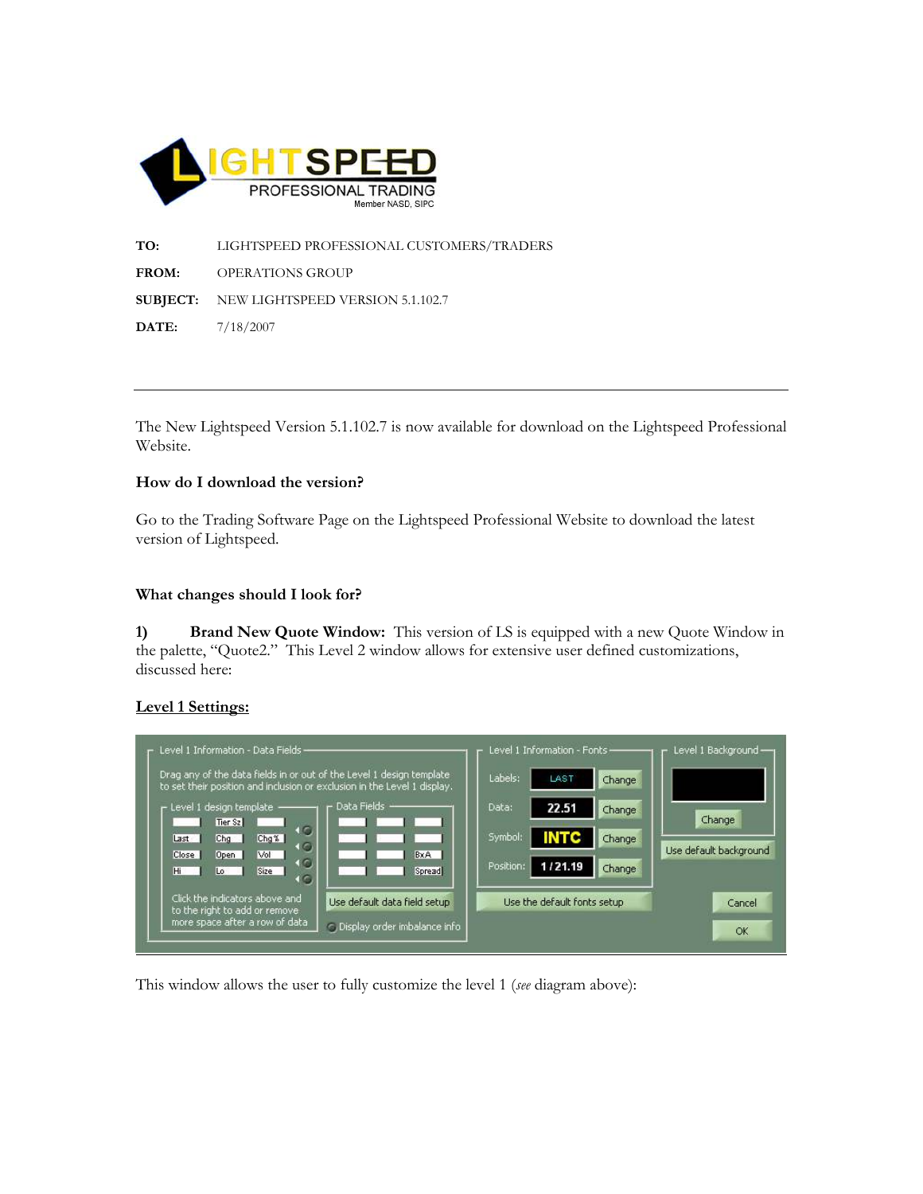**LIGHTSPEED PROFESSIONAL TRADING**
Member NASD, SIPC

**TO:** LIGHTSPEED PROFESSIONAL CUSTOMERS/TRADERS

**FROM:** OPERATIONS GROUP

**SUBJECT:** NEW LIGHTSPEED VERSION 5.1.102.7

**DATE:** 7/18/2007

---

The New Lightspeed Version 5.1.102.7 is now available for download on the Lightspeed Professional Website.

**How do I download the version?**

Go to the Trading Software Page on the Lightspeed Professional Website to download the latest version of Lightspeed.

**What changes should I look for?**

**1) Brand New Quote Window:** This version of LS is equipped with a new Quote Window in the palette, "Quote2." This Level 2 window allows for extensive user defined customizations, discussed here:

**Level 1 Settings:**

This window allows the user to fully customize the level 1 (*see* diagram above):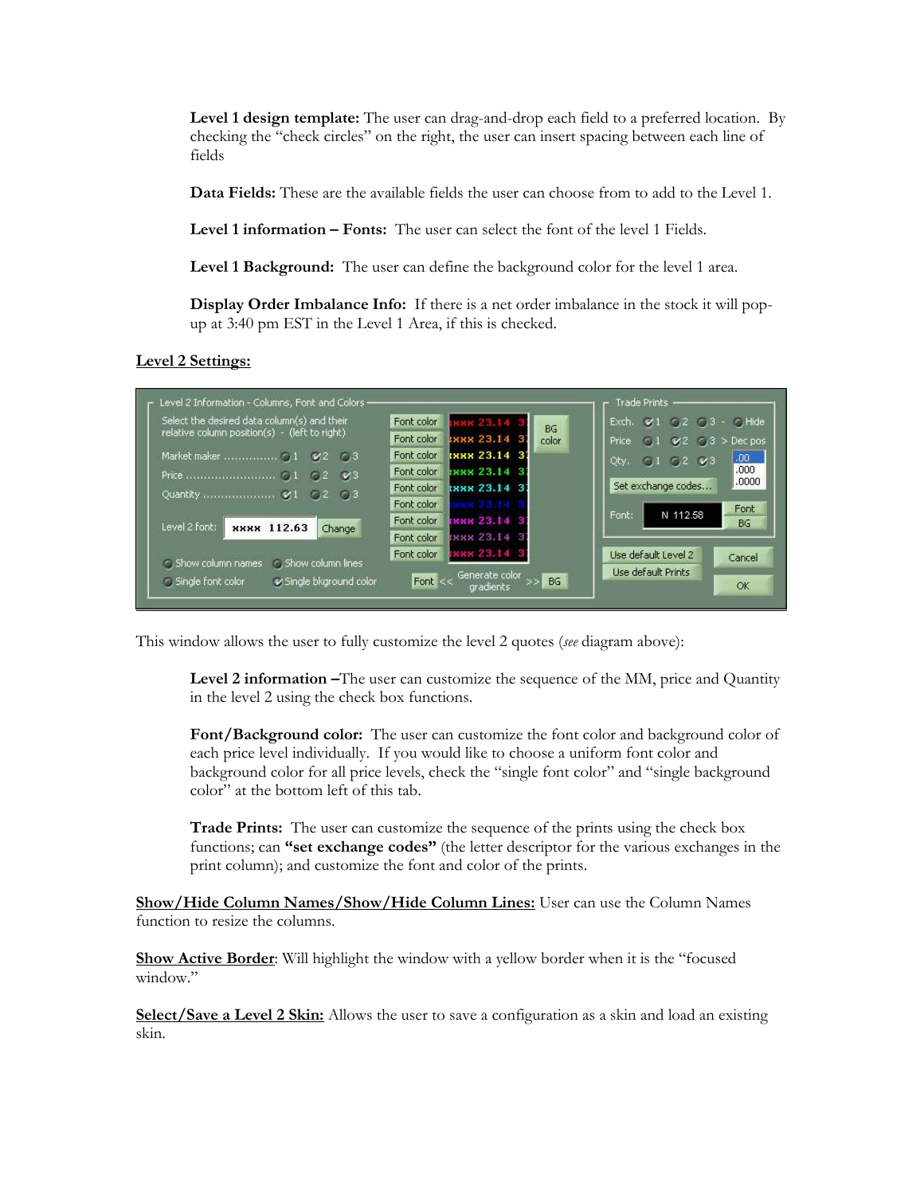**Level 1 design template:** The user can drag-and-drop each field to a preferred location. By checking the "check circles" on the right, the user can insert spacing between each line of fields

**Data Fields:** These are the available fields the user can choose from to add to the Level 1.

**Level 1 information – Fonts:** The user can select the font of the level 1 Fields.

**Level 1 Background:** The user can define the background color for the level 1 area.

**Display Order Imbalance Info:** If there is a net order imbalance in the stock it will pop-up at 3:40 pm EST in the Level 1 Area, if this is checked.

**Level 2 Settings:**

This window allows the user to fully customize the level 2 quotes (*see* diagram above):

**Level 2 information –**The user can customize the sequence of the MM, price and Quantity in the level 2 using the check box functions.

**Font/Background color:** The user can customize the font color and background color of each price level individually. If you would like to choose a uniform font color and background color for all price levels, check the "single font color" and "single background color" at the bottom left of this tab.

**Trade Prints:** The user can customize the sequence of the prints using the check box functions; can **"set exchange codes"** (the letter descriptor for the various exchanges in the print column); and customize the font and color of the prints.

**Show/Hide Column Names/Show/Hide Column Lines:** User can use the Column Names function to resize the columns.

**Show Active Border**: Will highlight the window with a yellow border when it is the "focused window."

**Select/Save a Level 2 Skin:** Allows the user to save a configuration as a skin and load an existing skin.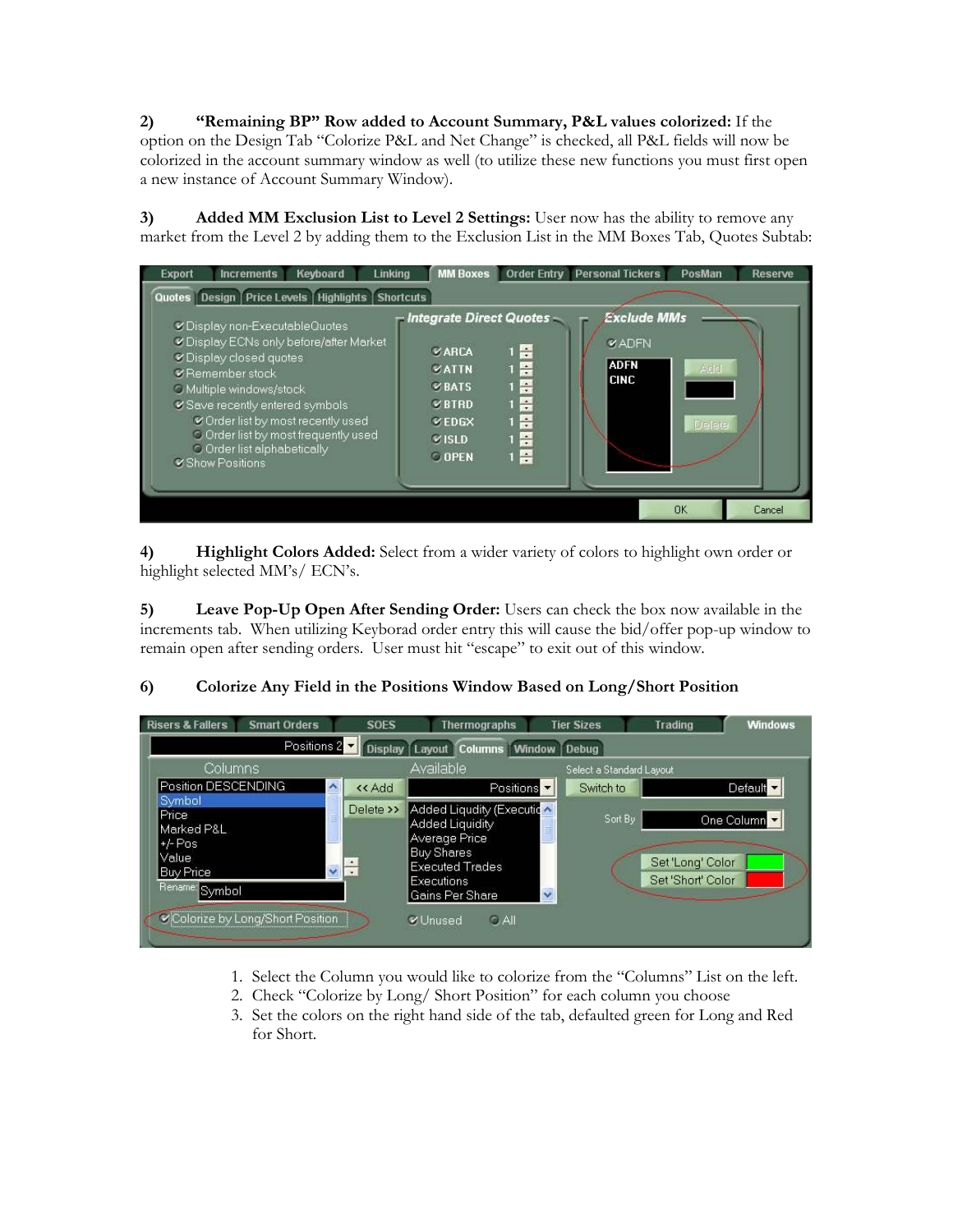2) **"Remaining BP" Row added to Account Summary, P&L values colorized:** If the option on the Design Tab "Colorize P&L and Net Change" is checked, all P&L fields will now be colorized in the account summary window as well (to utilize these new functions you must first open a new instance of Account Summary Window).

3) **Added MM Exclusion List to Level 2 Settings:** User now has the ability to remove any market from the Level 2 by adding them to the Exclusion List in the MM Boxes Tab, Quotes Subtab:

4) **Highlight Colors Added:** Select from a wider variety of colors to highlight own order or highlight selected MM's/ ECN's.

5) **Leave Pop-Up Open After Sending Order:** Users can check the box now available in the increments tab. When utilizing Keyborad order entry this will cause the bid/offer pop-up window to remain open after sending orders. User must hit "escape" to exit out of this window.

6) **Colorize Any Field in the Positions Window Based on Long/Short Position**

1. Select the Column you would like to colorize from the "Columns" List on the left.
2. Check "Colorize by Long/ Short Position" for each column you choose
3. Set the colors on the right hand side of the tab, defaulted green for Long and Red for Short.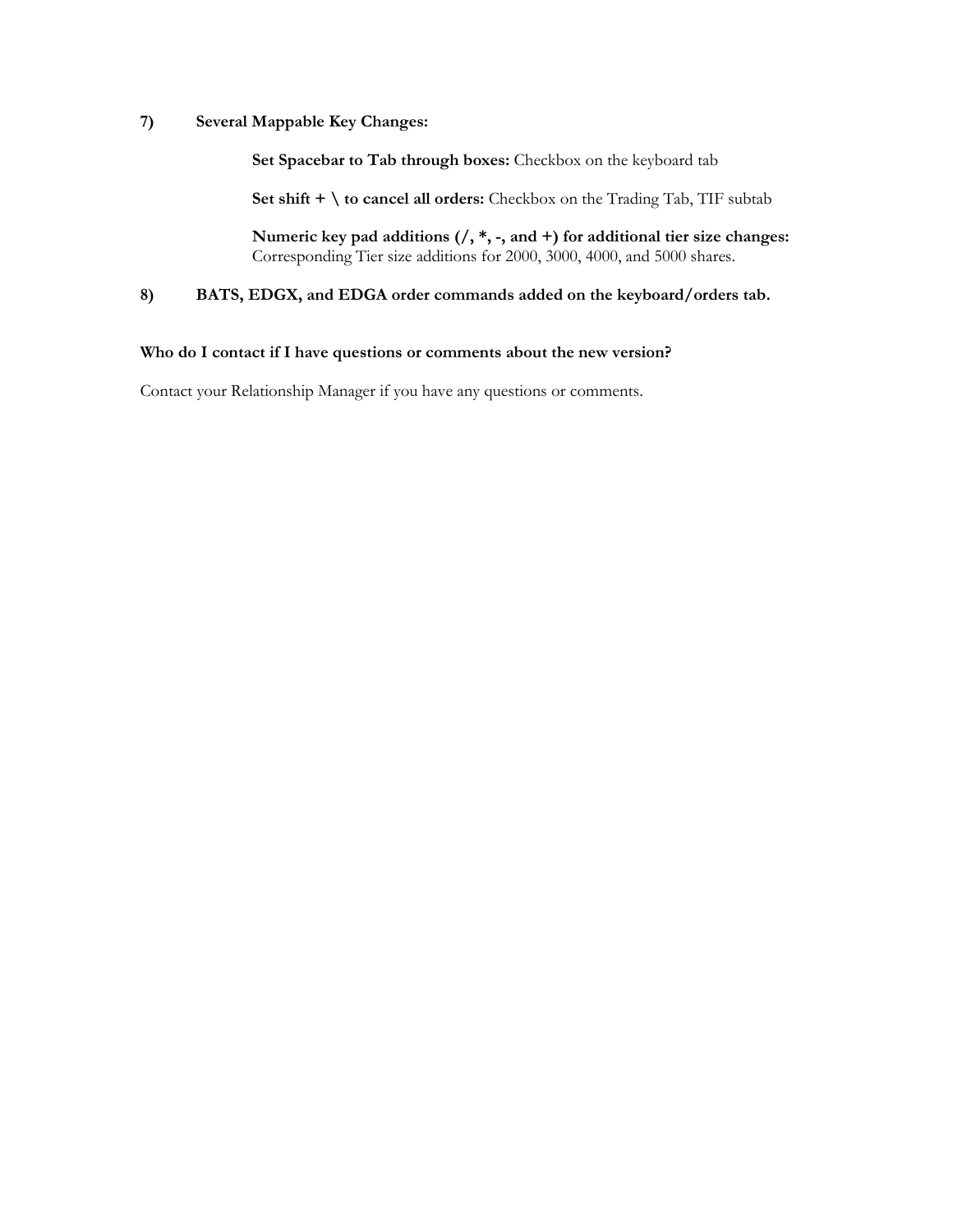**7) Several Mappable Key Changes:**

**Set Spacebar to Tab through boxes:** Checkbox on the keyboard tab

**Set shift + \ to cancel all orders:** Checkbox on the Trading Tab, TIF subtab

**Numeric key pad additions (/, *, -, and +) for additional tier size changes:** Corresponding Tier size additions for 2000, 3000, 4000, and 5000 shares.

**8) BATS, EDGX, and EDGA order commands added on the keyboard/orders tab.**

**Who do I contact if I have questions or comments about the new version?**

Contact your Relationship Manager if you have any questions or comments.